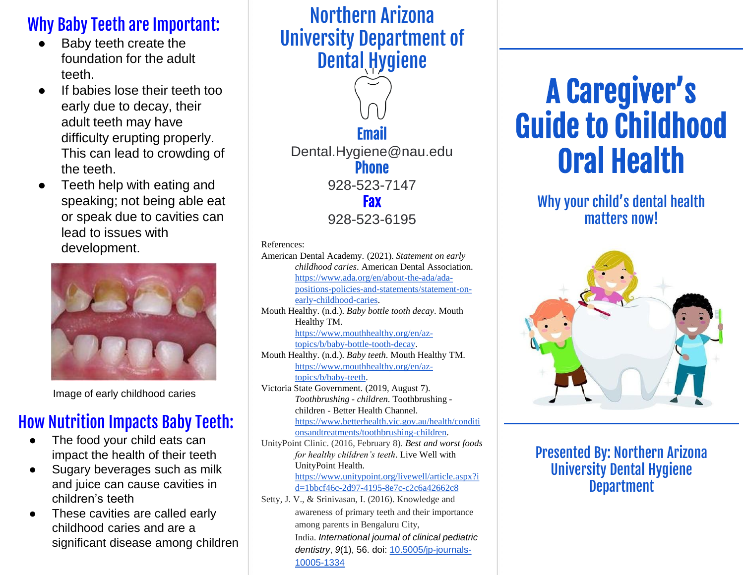## Why Baby Teeth are Important:

- Baby teeth create the foundation for the adult teeth.
- If babies lose their teeth too early due to decay, their adult teeth may have difficulty erupting properly. This can lead to crowding of the teeth.
- Teeth help with eating and speaking; not being able eat or speak due to cavities can lead to issues with development.

Image of early childhood caries

## How Nutrition Impacts Baby Teeth:

- The food your child eats can impact the health of their teeth
- Sugary beverages such as milk and juice can cause cavities in children's teeth
- These cavities are called early childhood caries and are a significant disease among children

# Northern Arizona University Department of Dental Hygiene

**Email**

Dental.Hygiene@nau.edu

**Phone**

928-523-7147

**Fax**

928-523-6195

References:

American Dental Academy. (2021). *Statement on early childhood caries*. American Dental Association. https://www.ada.org/en/about-the-ada/ada-positions-policies-and-statements/statement-on-early-childhood-caries.

Mouth Healthy. (n.d.). *Baby bottle tooth decay*. Mouth Healthy TM. https://www.mouthhealthy.org/en/az-topics/b/baby-bottle-tooth-decay.

Mouth Healthy. (n.d.). *Baby teeth*. Mouth Healthy TM. https://www.mouthhealthy.org/en/az-topics/b/baby-teeth.

Victoria State Government. (2019, August 7). *Toothbrushing - children*. Toothbrushing - children - Better Health Channel. https://www.betterhealth.vic.gov.au/health/conditionsandtreatments/toothbrushing-children.

UnityPoint Clinic. (2016, February 8). *Best and worst foods for healthy children's teeth*. Live Well with UnityPoint Health. https://www.unitypoint.org/livewell/article.aspx?id=1bbcf46c-2d97-4195-8e7c-c2c6a42662c8

Setty, J. V., & Srinivasan, I. (2016). Knowledge and awareness of primary teeth and their importance among parents in Bengaluru City, India. *International journal of clinical pediatric dentistry*, *9*(1), 56. doi: 10.5005/jp-journals-10005-1334

# A Caregiver's Guide to Childhood Oral Health

## Why your child's dental health matters now!

## Presented By: Northern Arizona University Dental Hygiene Department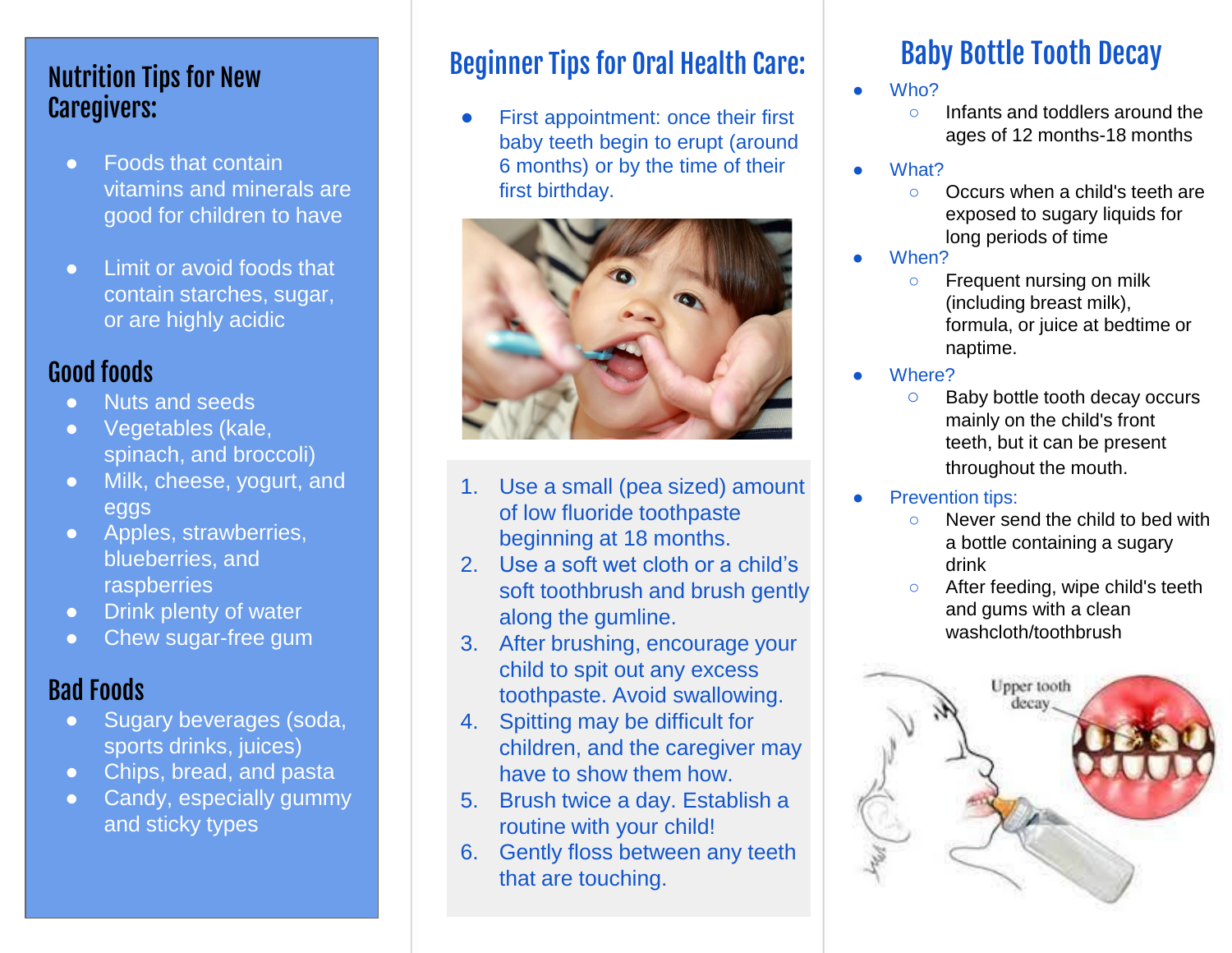## Nutrition Tips for New Caregivers:

- Foods that contain vitamins and minerals are good for children to have
- Limit or avoid foods that contain starches, sugar, or are highly acidic

### Good foods

- Nuts and seeds
- Vegetables (kale, spinach, and broccoli)
- Milk, cheese, yogurt, and eggs
- Apples, strawberries, blueberries, and raspberries
- Drink plenty of water
- Chew sugar-free gum

### Bad Foods

- Sugary beverages (soda, sports drinks, juices)
- Chips, bread, and pasta
- Candy, especially gummy and sticky types

## Beginner Tips for Oral Health Care:

- First appointment: once their first baby teeth begin to erupt (around 6 months) or by the time of their first birthday.

1. Use a small (pea sized) amount of low fluoride toothpaste beginning at 18 months.
2. Use a soft wet cloth or a child's soft toothbrush and brush gently along the gumline.
3. After brushing, encourage your child to spit out any excess toothpaste. Avoid swallowing.
4. Spitting may be difficult for children, and the caregiver may have to show them how.
5. Brush twice a day. Establish a routine with your child!
6. Gently floss between any teeth that are touching.

## Baby Bottle Tooth Decay

- Who?
  - Infants and toddlers around the ages of 12 months-18 months
- What?
  - Occurs when a child's teeth are exposed to sugary liquids for long periods of time
- When?
  - Frequent nursing on milk (including breast milk), formula, or juice at bedtime or naptime.
- Where?
  - Baby bottle tooth decay occurs mainly on the child's front teeth, but it can be present throughout the mouth.
- Prevention tips:
  - Never send the child to bed with a bottle containing a sugary drink
  - After feeding, wipe child's teeth and gums with a clean washcloth/toothbrush

Upper tooth decay